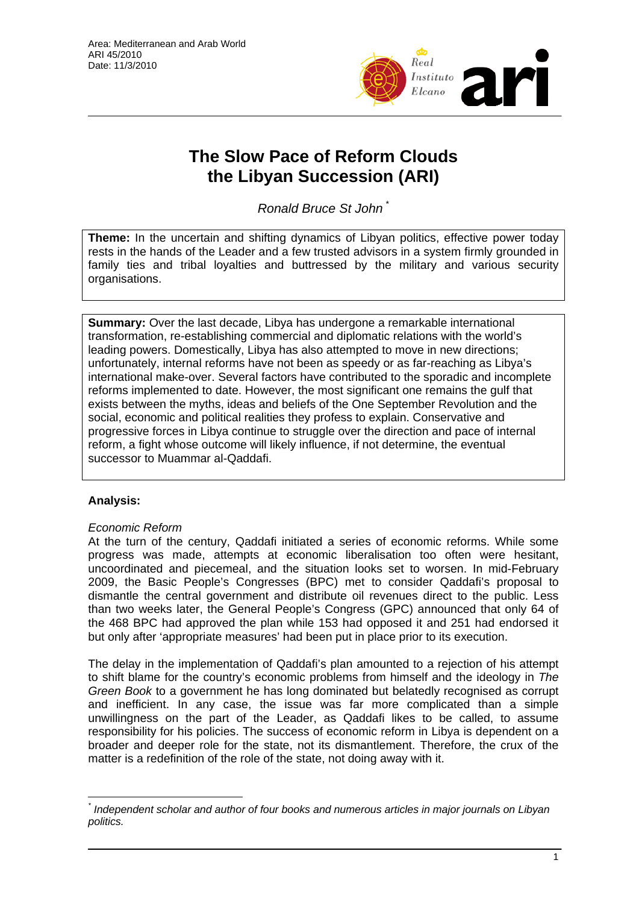Area: Mediterranean and Arab World
ARI 45/2010
Date: 11/3/2010

# The Slow Pace of Reform Clouds the Libyan Succession (ARI)

*Ronald Bruce St John* [*]

**Theme:** In the uncertain and shifting dynamics of Libyan politics, effective power today rests in the hands of the Leader and a few trusted advisors in a system firmly grounded in family ties and tribal loyalties and buttressed by the military and various security organisations.

**Summary:** Over the last decade, Libya has undergone a remarkable international transformation, re-establishing commercial and diplomatic relations with the world's leading powers. Domestically, Libya has also attempted to move in new directions; unfortunately, internal reforms have not been as speedy or as far-reaching as Libya's international make-over. Several factors have contributed to the sporadic and incomplete reforms implemented to date. However, the most significant one remains the gulf that exists between the myths, ideas and beliefs of the One September Revolution and the social, economic and political realities they profess to explain. Conservative and progressive forces in Libya continue to struggle over the direction and pace of internal reform, a fight whose outcome will likely influence, if not determine, the eventual successor to Muammar al-Qaddafi.

**Analysis:**

*Economic Reform*

At the turn of the century, Qaddafi initiated a series of economic reforms. While some progress was made, attempts at economic liberalisation too often were hesitant, uncoordinated and piecemeal, and the situation looks set to worsen. In mid-February 2009, the Basic People's Congresses (BPC) met to consider Qaddafi's proposal to dismantle the central government and distribute oil revenues direct to the public. Less than two weeks later, the General People's Congress (GPC) announced that only 64 of the 468 BPC had approved the plan while 153 had opposed it and 251 had endorsed it but only after 'appropriate measures' had been put in place prior to its execution.

The delay in the implementation of Qaddafi's plan amounted to a rejection of his attempt to shift blame for the country's economic problems from himself and the ideology in *The Green Book* to a government he has long dominated but belatedly recognised as corrupt and inefficient. In any case, the issue was far more complicated than a simple unwillingness on the part of the Leader, as Qaddafi likes to be called, to assume responsibility for his policies. The success of economic reform in Libya is dependent on a broader and deeper role for the state, not its dismantlement. Therefore, the crux of the matter is a redefinition of the role of the state, not doing away with it.

---

[*] *Independent scholar and author of four books and numerous articles in major journals on Libyan politics.*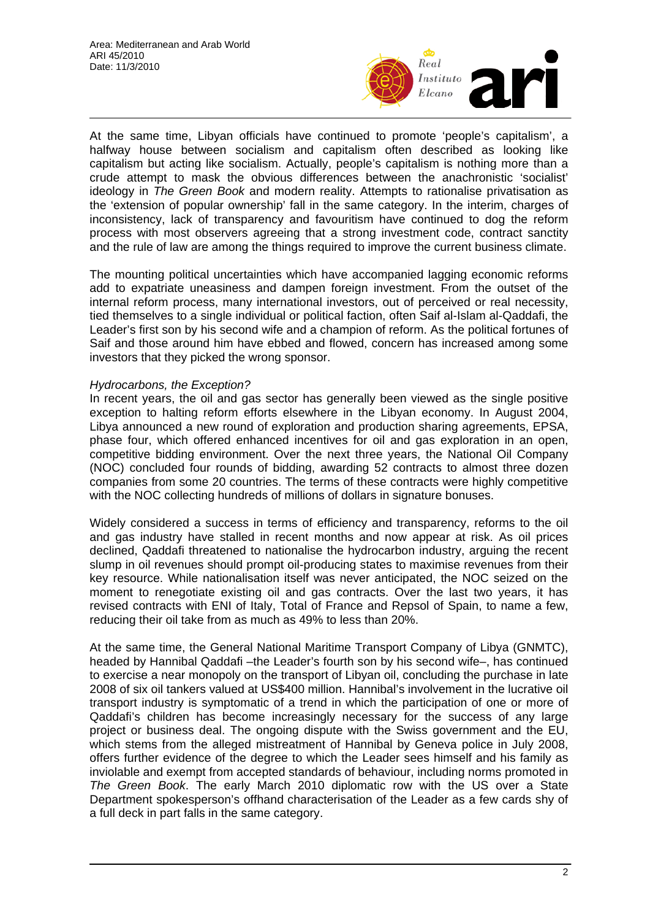At the same time, Libyan officials have continued to promote 'people's capitalism', a halfway house between socialism and capitalism often described as looking like capitalism but acting like socialism. Actually, people's capitalism is nothing more than a crude attempt to mask the obvious differences between the anachronistic 'socialist' ideology in *The Green Book* and modern reality. Attempts to rationalise privatisation as the 'extension of popular ownership' fall in the same category. In the interim, charges of inconsistency, lack of transparency and favouritism have continued to dog the reform process with most observers agreeing that a strong investment code, contract sanctity and the rule of law are among the things required to improve the current business climate.

The mounting political uncertainties which have accompanied lagging economic reforms add to expatriate uneasiness and dampen foreign investment. From the outset of the internal reform process, many international investors, out of perceived or real necessity, tied themselves to a single individual or political faction, often Saif al-Islam al-Qaddafi, the Leader's first son by his second wife and a champion of reform. As the political fortunes of Saif and those around him have ebbed and flowed, concern has increased among some investors that they picked the wrong sponsor.

*Hydrocarbons, the Exception?*

In recent years, the oil and gas sector has generally been viewed as the single positive exception to halting reform efforts elsewhere in the Libyan economy. In August 2004, Libya announced a new round of exploration and production sharing agreements, EPSA, phase four, which offered enhanced incentives for oil and gas exploration in an open, competitive bidding environment. Over the next three years, the National Oil Company (NOC) concluded four rounds of bidding, awarding 52 contracts to almost three dozen companies from some 20 countries. The terms of these contracts were highly competitive with the NOC collecting hundreds of millions of dollars in signature bonuses.

Widely considered a success in terms of efficiency and transparency, reforms to the oil and gas industry have stalled in recent months and now appear at risk. As oil prices declined, Qaddafi threatened to nationalise the hydrocarbon industry, arguing the recent slump in oil revenues should prompt oil-producing states to maximise revenues from their key resource. While nationalisation itself was never anticipated, the NOC seized on the moment to renegotiate existing oil and gas contracts. Over the last two years, it has revised contracts with ENI of Italy, Total of France and Repsol of Spain, to name a few, reducing their oil take from as much as 49% to less than 20%.

At the same time, the General National Maritime Transport Company of Libya (GNMTC), headed by Hannibal Qaddafi –the Leader's fourth son by his second wife–, has continued to exercise a near monopoly on the transport of Libyan oil, concluding the purchase in late 2008 of six oil tankers valued at US$400 million. Hannibal's involvement in the lucrative oil transport industry is symptomatic of a trend in which the participation of one or more of Qaddafi's children has become increasingly necessary for the success of any large project or business deal. The ongoing dispute with the Swiss government and the EU, which stems from the alleged mistreatment of Hannibal by Geneva police in July 2008, offers further evidence of the degree to which the Leader sees himself and his family as inviolable and exempt from accepted standards of behaviour, including norms promoted in *The Green Book*. The early March 2010 diplomatic row with the US over a State Department spokesperson's offhand characterisation of the Leader as a few cards shy of a full deck in part falls in the same category.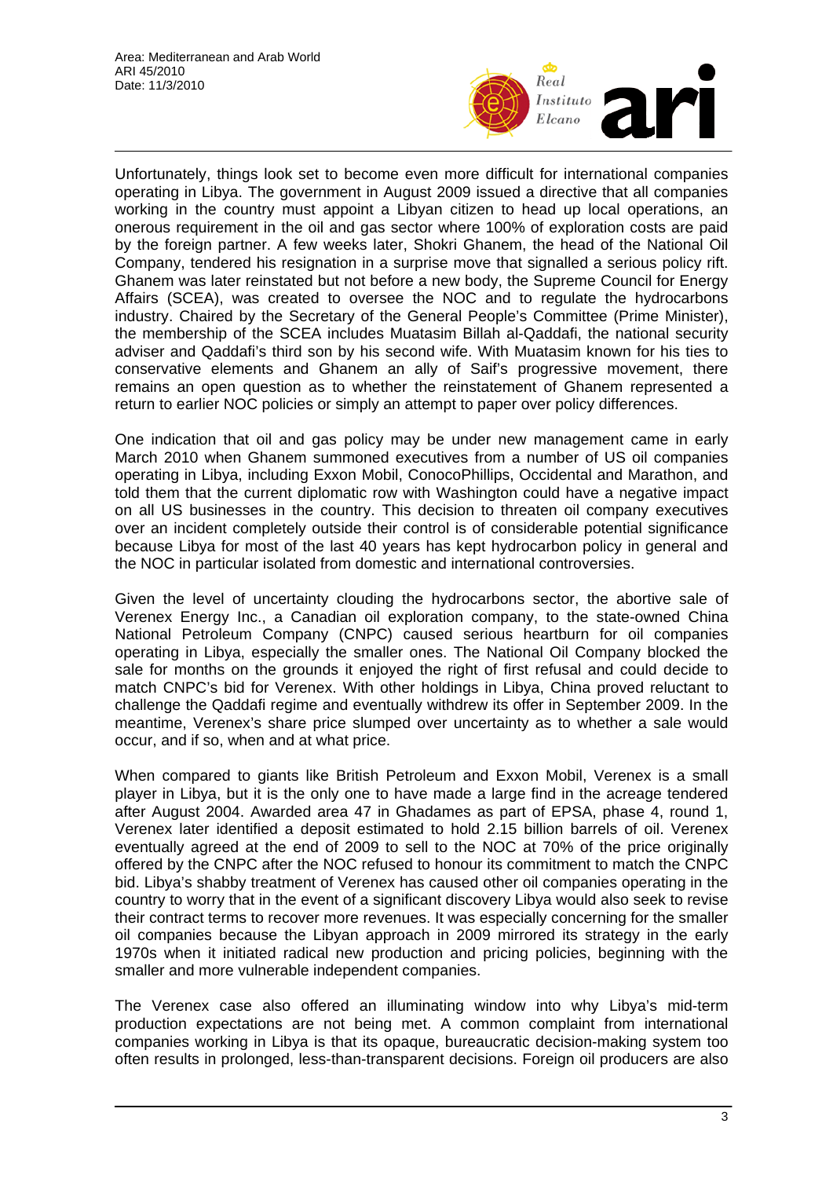Unfortunately, things look set to become even more difficult for international companies operating in Libya. The government in August 2009 issued a directive that all companies working in the country must appoint a Libyan citizen to head up local operations, an onerous requirement in the oil and gas sector where 100% of exploration costs are paid by the foreign partner. A few weeks later, Shokri Ghanem, the head of the National Oil Company, tendered his resignation in a surprise move that signalled a serious policy rift. Ghanem was later reinstated but not before a new body, the Supreme Council for Energy Affairs (SCEA), was created to oversee the NOC and to regulate the hydrocarbons industry. Chaired by the Secretary of the General People's Committee (Prime Minister), the membership of the SCEA includes Muatasim Billah al-Qaddafi, the national security adviser and Qaddafi's third son by his second wife. With Muatasim known for his ties to conservative elements and Ghanem an ally of Saif's progressive movement, there remains an open question as to whether the reinstatement of Ghanem represented a return to earlier NOC policies or simply an attempt to paper over policy differences.

One indication that oil and gas policy may be under new management came in early March 2010 when Ghanem summoned executives from a number of US oil companies operating in Libya, including Exxon Mobil, ConocoPhillips, Occidental and Marathon, and told them that the current diplomatic row with Washington could have a negative impact on all US businesses in the country. This decision to threaten oil company executives over an incident completely outside their control is of considerable potential significance because Libya for most of the last 40 years has kept hydrocarbon policy in general and the NOC in particular isolated from domestic and international controversies.

Given the level of uncertainty clouding the hydrocarbons sector, the abortive sale of Verenex Energy Inc., a Canadian oil exploration company, to the state-owned China National Petroleum Company (CNPC) caused serious heartburn for oil companies operating in Libya, especially the smaller ones. The National Oil Company blocked the sale for months on the grounds it enjoyed the right of first refusal and could decide to match CNPC's bid for Verenex. With other holdings in Libya, China proved reluctant to challenge the Qaddafi regime and eventually withdrew its offer in September 2009. In the meantime, Verenex's share price slumped over uncertainty as to whether a sale would occur, and if so, when and at what price.

When compared to giants like British Petroleum and Exxon Mobil, Verenex is a small player in Libya, but it is the only one to have made a large find in the acreage tendered after August 2004. Awarded area 47 in Ghadames as part of EPSA, phase 4, round 1, Verenex later identified a deposit estimated to hold 2.15 billion barrels of oil. Verenex eventually agreed at the end of 2009 to sell to the NOC at 70% of the price originally offered by the CNPC after the NOC refused to honour its commitment to match the CNPC bid. Libya's shabby treatment of Verenex has caused other oil companies operating in the country to worry that in the event of a significant discovery Libya would also seek to revise their contract terms to recover more revenues. It was especially concerning for the smaller oil companies because the Libyan approach in 2009 mirrored its strategy in the early 1970s when it initiated radical new production and pricing policies, beginning with the smaller and more vulnerable independent companies.

The Verenex case also offered an illuminating window into why Libya's mid-term production expectations are not being met. A common complaint from international companies working in Libya is that its opaque, bureaucratic decision-making system too often results in prolonged, less-than-transparent decisions. Foreign oil producers are also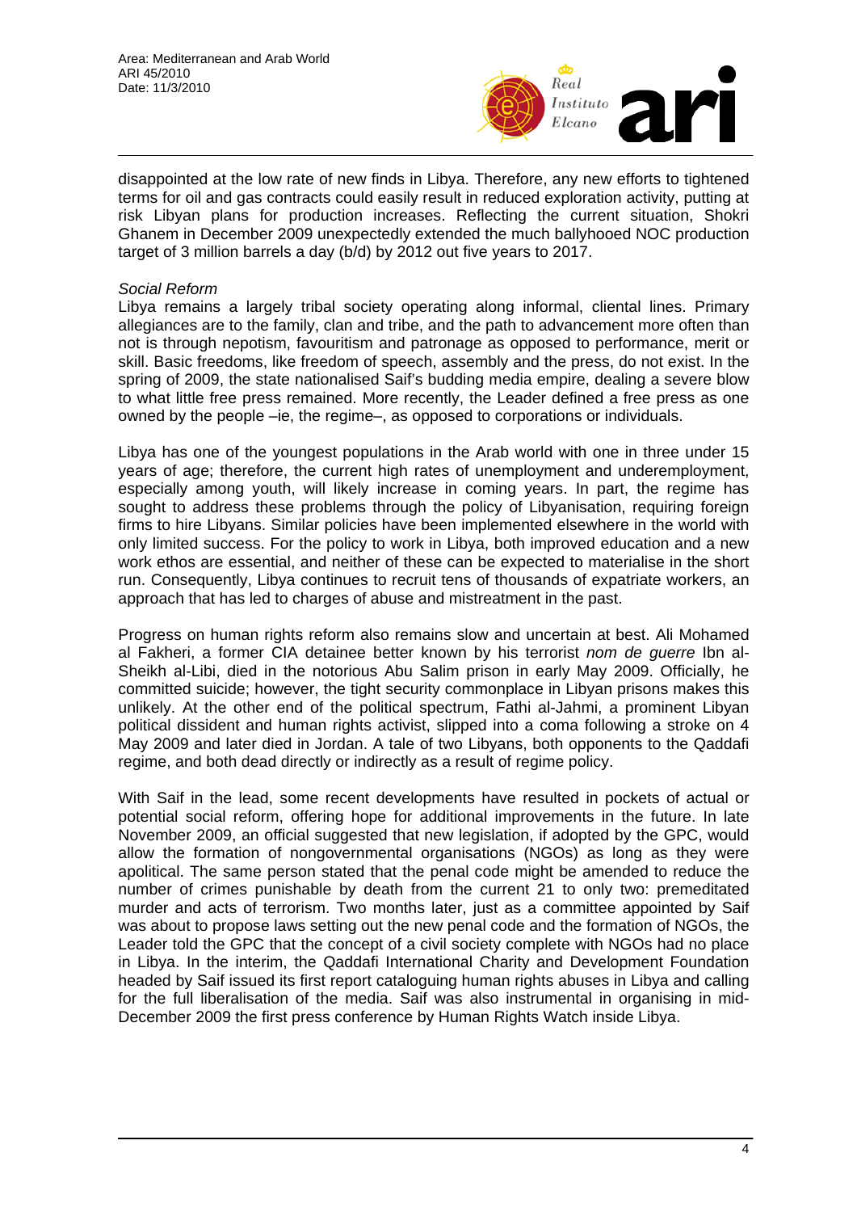disappointed at the low rate of new finds in Libya. Therefore, any new efforts to tightened terms for oil and gas contracts could easily result in reduced exploration activity, putting at risk Libyan plans for production increases. Reflecting the current situation, Shokri Ghanem in December 2009 unexpectedly extended the much ballyhooed NOC production target of 3 million barrels a day (b/d) by 2012 out five years to 2017.

*Social Reform*

Libya remains a largely tribal society operating along informal, cliental lines. Primary allegiances are to the family, clan and tribe, and the path to advancement more often than not is through nepotism, favouritism and patronage as opposed to performance, merit or skill. Basic freedoms, like freedom of speech, assembly and the press, do not exist. In the spring of 2009, the state nationalised Saif's budding media empire, dealing a severe blow to what little free press remained. More recently, the Leader defined a free press as one owned by the people –ie, the regime–, as opposed to corporations or individuals.

Libya has one of the youngest populations in the Arab world with one in three under 15 years of age; therefore, the current high rates of unemployment and underemployment, especially among youth, will likely increase in coming years. In part, the regime has sought to address these problems through the policy of Libyanisation, requiring foreign firms to hire Libyans. Similar policies have been implemented elsewhere in the world with only limited success. For the policy to work in Libya, both improved education and a new work ethos are essential, and neither of these can be expected to materialise in the short run. Consequently, Libya continues to recruit tens of thousands of expatriate workers, an approach that has led to charges of abuse and mistreatment in the past.

Progress on human rights reform also remains slow and uncertain at best. Ali Mohamed al Fakheri, a former CIA detainee better known by his terrorist *nom de guerre* Ibn al-Sheikh al-Libi, died in the notorious Abu Salim prison in early May 2009. Officially, he committed suicide; however, the tight security commonplace in Libyan prisons makes this unlikely. At the other end of the political spectrum, Fathi al-Jahmi, a prominent Libyan political dissident and human rights activist, slipped into a coma following a stroke on 4 May 2009 and later died in Jordan. A tale of two Libyans, both opponents to the Qaddafi regime, and both dead directly or indirectly as a result of regime policy.

With Saif in the lead, some recent developments have resulted in pockets of actual or potential social reform, offering hope for additional improvements in the future. In late November 2009, an official suggested that new legislation, if adopted by the GPC, would allow the formation of nongovernmental organisations (NGOs) as long as they were apolitical. The same person stated that the penal code might be amended to reduce the number of crimes punishable by death from the current 21 to only two: premeditated murder and acts of terrorism. Two months later, just as a committee appointed by Saif was about to propose laws setting out the new penal code and the formation of NGOs, the Leader told the GPC that the concept of a civil society complete with NGOs had no place in Libya. In the interim, the Qaddafi International Charity and Development Foundation headed by Saif issued its first report cataloguing human rights abuses in Libya and calling for the full liberalisation of the media. Saif was also instrumental in organising in mid-December 2009 the first press conference by Human Rights Watch inside Libya.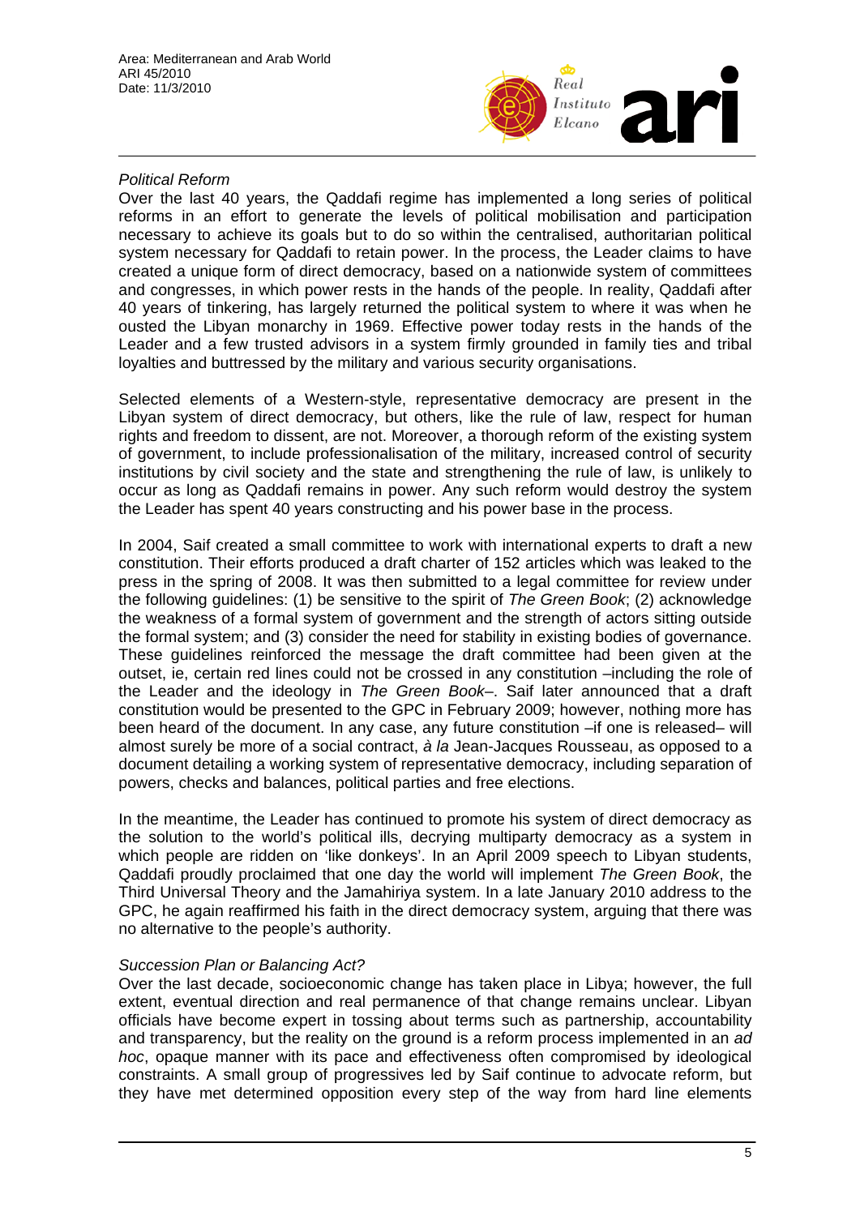*Political Reform*

Over the last 40 years, the Qaddafi regime has implemented a long series of political reforms in an effort to generate the levels of political mobilisation and participation necessary to achieve its goals but to do so within the centralised, authoritarian political system necessary for Qaddafi to retain power. In the process, the Leader claims to have created a unique form of direct democracy, based on a nationwide system of committees and congresses, in which power rests in the hands of the people. In reality, Qaddafi after 40 years of tinkering, has largely returned the political system to where it was when he ousted the Libyan monarchy in 1969. Effective power today rests in the hands of the Leader and a few trusted advisors in a system firmly grounded in family ties and tribal loyalties and buttressed by the military and various security organisations.

Selected elements of a Western-style, representative democracy are present in the Libyan system of direct democracy, but others, like the rule of law, respect for human rights and freedom to dissent, are not. Moreover, a thorough reform of the existing system of government, to include professionalisation of the military, increased control of security institutions by civil society and the state and strengthening the rule of law, is unlikely to occur as long as Qaddafi remains in power. Any such reform would destroy the system the Leader has spent 40 years constructing and his power base in the process.

In 2004, Saif created a small committee to work with international experts to draft a new constitution. Their efforts produced a draft charter of 152 articles which was leaked to the press in the spring of 2008. It was then submitted to a legal committee for review under the following guidelines: (1) be sensitive to the spirit of *The Green Book*; (2) acknowledge the weakness of a formal system of government and the strength of actors sitting outside the formal system; and (3) consider the need for stability in existing bodies of governance. These guidelines reinforced the message the draft committee had been given at the outset, ie, certain red lines could not be crossed in any constitution –including the role of the Leader and the ideology in *The Green Book*–. Saif later announced that a draft constitution would be presented to the GPC in February 2009; however, nothing more has been heard of the document. In any case, any future constitution –if one is released– will almost surely be more of a social contract, *à la* Jean-Jacques Rousseau, as opposed to a document detailing a working system of representative democracy, including separation of powers, checks and balances, political parties and free elections.

In the meantime, the Leader has continued to promote his system of direct democracy as the solution to the world's political ills, decrying multiparty democracy as a system in which people are ridden on 'like donkeys'. In an April 2009 speech to Libyan students, Qaddafi proudly proclaimed that one day the world will implement *The Green Book*, the Third Universal Theory and the Jamahiriya system. In a late January 2010 address to the GPC, he again reaffirmed his faith in the direct democracy system, arguing that there was no alternative to the people's authority.

*Succession Plan or Balancing Act?*

Over the last decade, socioeconomic change has taken place in Libya; however, the full extent, eventual direction and real permanence of that change remains unclear. Libyan officials have become expert in tossing about terms such as partnership, accountability and transparency, but the reality on the ground is a reform process implemented in an *ad hoc*, opaque manner with its pace and effectiveness often compromised by ideological constraints. A small group of progressives led by Saif continue to advocate reform, but they have met determined opposition every step of the way from hard line elements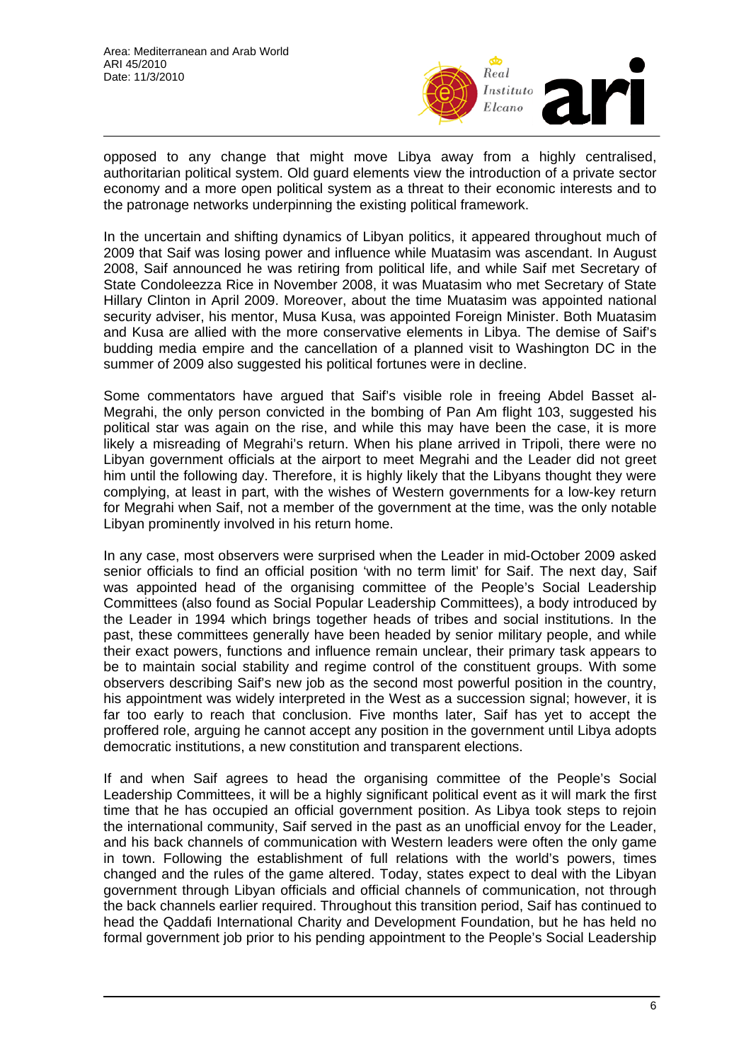opposed to any change that might move Libya away from a highly centralised, authoritarian political system. Old guard elements view the introduction of a private sector economy and a more open political system as a threat to their economic interests and to the patronage networks underpinning the existing political framework.

In the uncertain and shifting dynamics of Libyan politics, it appeared throughout much of 2009 that Saif was losing power and influence while Muatasim was ascendant. In August 2008, Saif announced he was retiring from political life, and while Saif met Secretary of State Condoleezza Rice in November 2008, it was Muatasim who met Secretary of State Hillary Clinton in April 2009. Moreover, about the time Muatasim was appointed national security adviser, his mentor, Musa Kusa, was appointed Foreign Minister. Both Muatasim and Kusa are allied with the more conservative elements in Libya. The demise of Saif's budding media empire and the cancellation of a planned visit to Washington DC in the summer of 2009 also suggested his political fortunes were in decline.

Some commentators have argued that Saif's visible role in freeing Abdel Basset al-Megrahi, the only person convicted in the bombing of Pan Am flight 103, suggested his political star was again on the rise, and while this may have been the case, it is more likely a misreading of Megrahi's return. When his plane arrived in Tripoli, there were no Libyan government officials at the airport to meet Megrahi and the Leader did not greet him until the following day. Therefore, it is highly likely that the Libyans thought they were complying, at least in part, with the wishes of Western governments for a low-key return for Megrahi when Saif, not a member of the government at the time, was the only notable Libyan prominently involved in his return home.

In any case, most observers were surprised when the Leader in mid-October 2009 asked senior officials to find an official position 'with no term limit' for Saif. The next day, Saif was appointed head of the organising committee of the People's Social Leadership Committees (also found as Social Popular Leadership Committees), a body introduced by the Leader in 1994 which brings together heads of tribes and social institutions. In the past, these committees generally have been headed by senior military people, and while their exact powers, functions and influence remain unclear, their primary task appears to be to maintain social stability and regime control of the constituent groups. With some observers describing Saif's new job as the second most powerful position in the country, his appointment was widely interpreted in the West as a succession signal; however, it is far too early to reach that conclusion. Five months later, Saif has yet to accept the proffered role, arguing he cannot accept any position in the government until Libya adopts democratic institutions, a new constitution and transparent elections.

If and when Saif agrees to head the organising committee of the People's Social Leadership Committees, it will be a highly significant political event as it will mark the first time that he has occupied an official government position. As Libya took steps to rejoin the international community, Saif served in the past as an unofficial envoy for the Leader, and his back channels of communication with Western leaders were often the only game in town. Following the establishment of full relations with the world's powers, times changed and the rules of the game altered. Today, states expect to deal with the Libyan government through Libyan officials and official channels of communication, not through the back channels earlier required. Throughout this transition period, Saif has continued to head the Qaddafi International Charity and Development Foundation, but he has held no formal government job prior to his pending appointment to the People's Social Leadership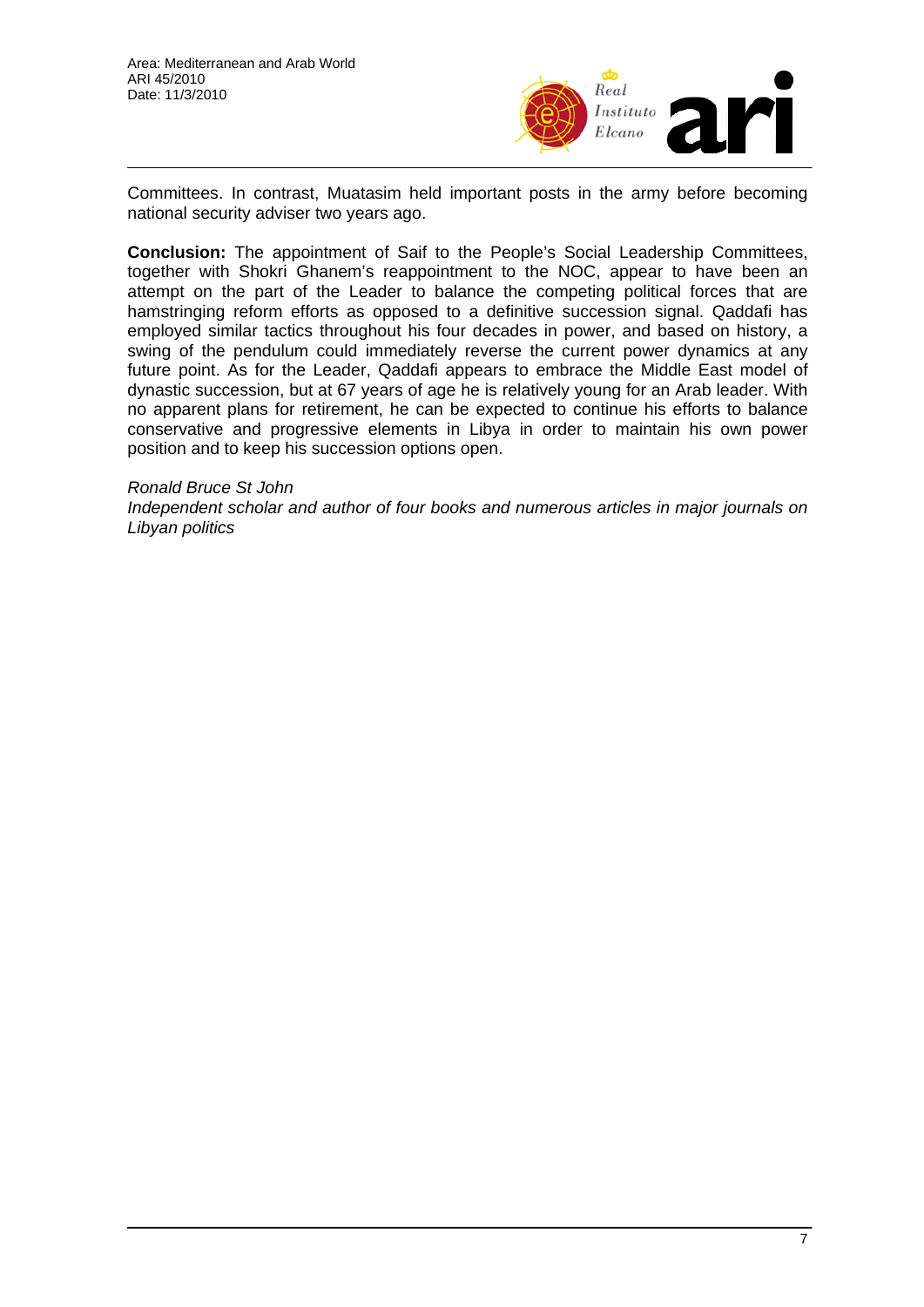Committees. In contrast, Muatasim held important posts in the army before becoming national security adviser two years ago.

**Conclusion:** The appointment of Saif to the People's Social Leadership Committees, together with Shokri Ghanem's reappointment to the NOC, appear to have been an attempt on the part of the Leader to balance the competing political forces that are hamstringing reform efforts as opposed to a definitive succession signal. Qaddafi has employed similar tactics throughout his four decades in power, and based on history, a swing of the pendulum could immediately reverse the current power dynamics at any future point. As for the Leader, Qaddafi appears to embrace the Middle East model of dynastic succession, but at 67 years of age he is relatively young for an Arab leader. With no apparent plans for retirement, he can be expected to continue his efforts to balance conservative and progressive elements in Libya in order to maintain his own power position and to keep his succession options open.

*Ronald Bruce St John*
*Independent scholar and author of four books and numerous articles in major journals on Libyan politics*